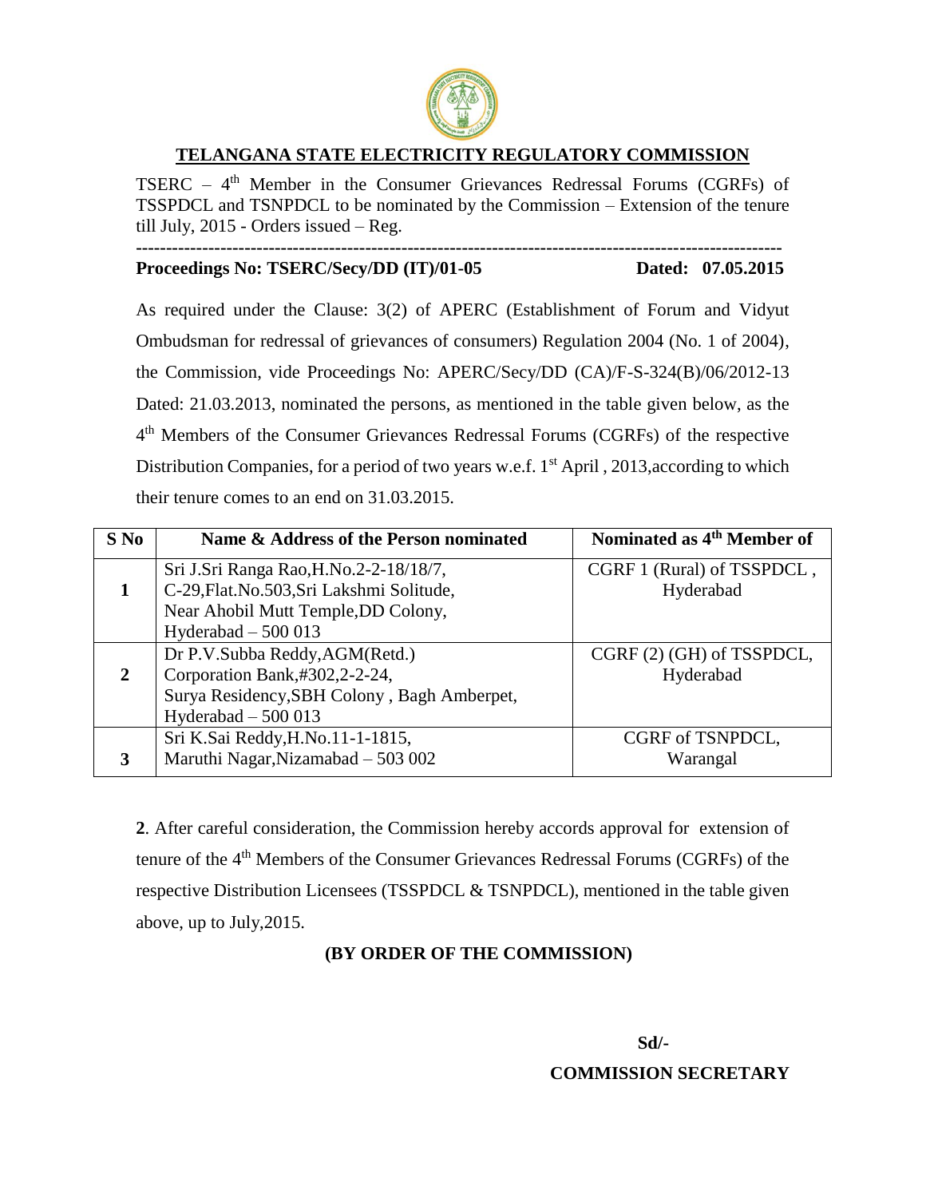# TELANGANA STATE ELECTRICITY REGULATORY COMMISSION

TSERC – 4th Member in the Consumer Grievances Redressal Forums (CGRFs) of TSSPDCL and TSNPDCL to be nominated by the Commission – Extension of the tenure till July, 2015 - Orders issued – Reg.

---

**Proceedings No: TSERC/Secy/DD (IT)/01-05** **Dated: 07.05.2015**

As required under the Clause: 3(2) of APERC (Establishment of Forum and Vidyut Ombudsman for redressal of grievances of consumers) Regulation 2004 (No. 1 of 2004), the Commission, vide Proceedings No: APERC/Secy/DD (CA)/F-S-324(B)/06/2012-13 Dated: 21.03.2013, nominated the persons, as mentioned in the table given below, as the 4th Members of the Consumer Grievances Redressal Forums (CGRFs) of the respective Distribution Companies, for a period of two years w.e.f. 1st April , 2013,according to which their tenure comes to an end on 31.03.2015.

| S No | Name & Address of the Person nominated | Nominated as 4th Member of |
|---|---|---|
| **1** | Sri J.Sri Ranga Rao,H.No.2-2-18/18/7, C-29,Flat.No.503,Sri Lakshmi Solitude, Near Ahobil Mutt Temple,DD Colony, Hyderabad – 500 013 | CGRF 1 (Rural) of TSSPDCL , Hyderabad |
| **2** | Dr P.V.Subba Reddy,AGM(Retd.) Corporation Bank,#302,2-2-24, Surya Residency,SBH Colony , Bagh Amberpet, Hyderabad – 500 013 | CGRF (2) (GH) of TSSPDCL, Hyderabad |
| **3** | Sri K.Sai Reddy,H.No.11-1-1815, Maruthi Nagar,Nizamabad – 503 002 | CGRF of TSNPDCL, Warangal |

**2**. After careful consideration, the Commission hereby accords approval for extension of tenure of the 4th Members of the Consumer Grievances Redressal Forums (CGRFs) of the respective Distribution Licensees (TSSPDCL & TSNPDCL), mentioned in the table given above, up to July,2015.

**(BY ORDER OF THE COMMISSION)**

**Sd/-**

**COMMISSION SECRETARY**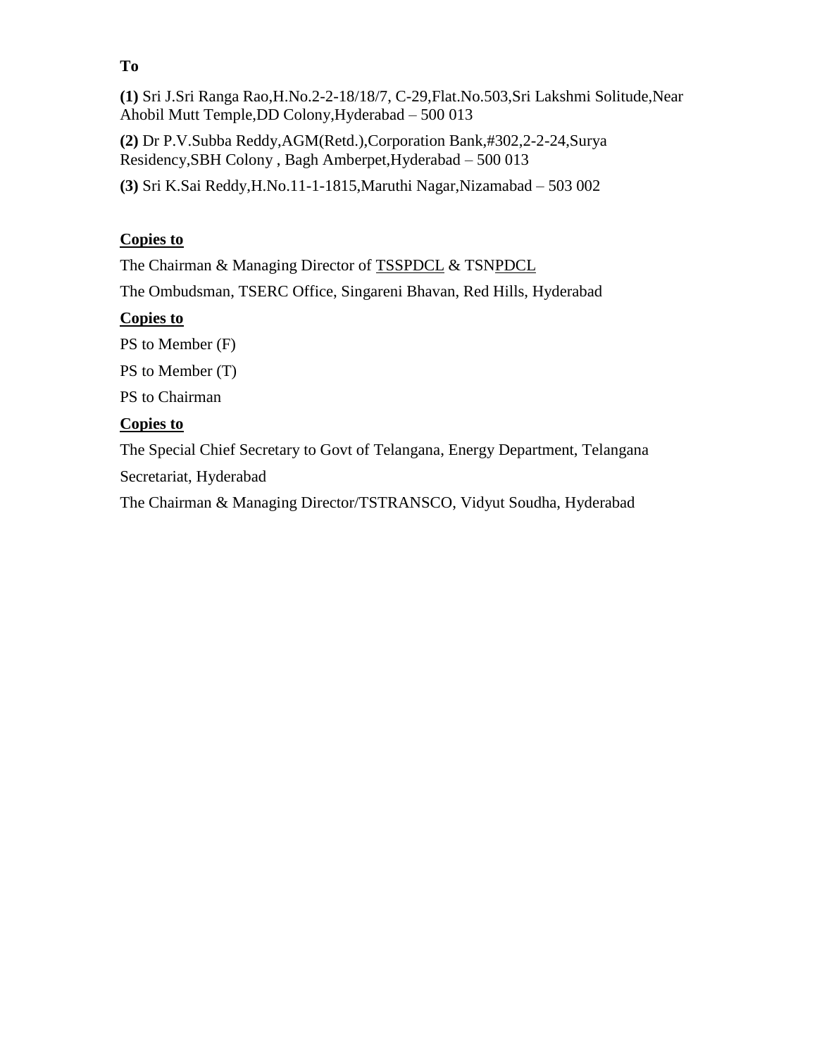**To**

**(1)** Sri J.Sri Ranga Rao,H.No.2-2-18/18/7, C-29,Flat.No.503,Sri Lakshmi Solitude,Near Ahobil Mutt Temple,DD Colony,Hyderabad – 500 013

**(2)** Dr P.V.Subba Reddy,AGM(Retd.),Corporation Bank,#302,2-2-24,Surya Residency,SBH Colony , Bagh Amberpet,Hyderabad – 500 013

**(3)** Sri K.Sai Reddy,H.No.11-1-1815,Maruthi Nagar,Nizamabad – 503 002

**Copies to**

The Chairman & Managing Director of TSSPDCL & TSNPDCL

The Ombudsman, TSERC Office, Singareni Bhavan, Red Hills, Hyderabad

**Copies to**

PS to Member (F)

PS to Member (T)

PS to Chairman

**Copies to**

The Special Chief Secretary to Govt of Telangana, Energy Department, Telangana Secretariat, Hyderabad

The Chairman & Managing Director/TSTRANSCO, Vidyut Soudha, Hyderabad